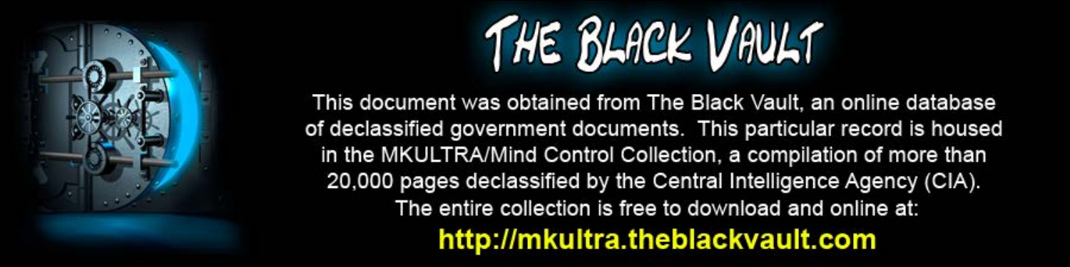# THE BLACK VAULT

This document was obtained from The Black Vault, an online database of declassified government documents. This particular record is housed in the MKULTRA/Mind Control Collection, a compilation of more than 20,000 pages declassified by the Central Intelligence Agency (CIA). The entire collection is free to download and online at:

**http://mkultra.theblackvault.com**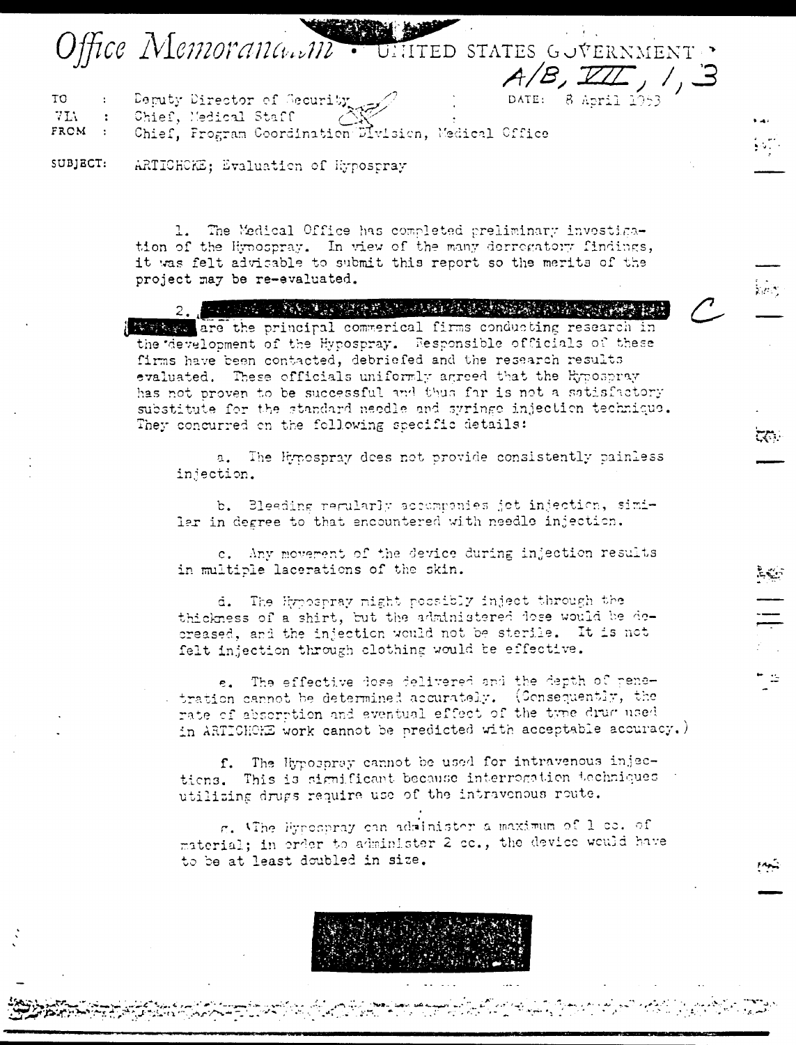# Office Memorandum • UNITED STATES GOVERNMENT

A/B, VII, 1, 3

TO : Deputy Director of Security  
VIA : Chief, Medical Staff  
FROM : Chief, Program Coordination Division, Medical Office

DATE: 8 April 1953

SUBJECT: ARTICHOKE; Evaluation of Hypospray

1. The Medical Office has completed preliminary investigation of the Hypospray. In view of the many derrogatory findings, it was felt advisable to submit this report so the merits of the project may be re-evaluated.

2. [redacted] are the principal commerical firms conducting research in the development of the Hypospray. Responsible officials of these firms have been contacted, debriefed and the research results evaluated. These officials uniformly agreed that the Hypospray has not proven to be successful and thus far is not a satisfactory substitute for the standard needle and syringe injection technique. They concurred on the following specific details:

   a. The Hypospray does not provide consistently painless injection.

   b. Bleeding regularly accompanies jet injection, similar in degree to that encountered with needle injection.

   c. Any movement of the device during injection results in multiple lacerations of the skin.

   d. The Hypospray might possibly inject through the thickness of a shirt, but the administered dose would be decreased, and the injection would not be sterile. It is not felt injection through clothing would be effective.

   e. The effective dose delivered and the depth of penetration cannot be determined accurately. (Consequently, the rate of absorption and eventual effect of the type drug used in ARTICHOKE work cannot be predicted with acceptable accuracy.)

   f. The Hypospray cannot be used for intravenous injections. This is significant because interrogation techniques utilizing drugs require use of the intravenous route.

   g. The Hypospray can administer a maximum of 1 cc. of material; in order to administer 2 cc., the device would have to be at least doubled in size.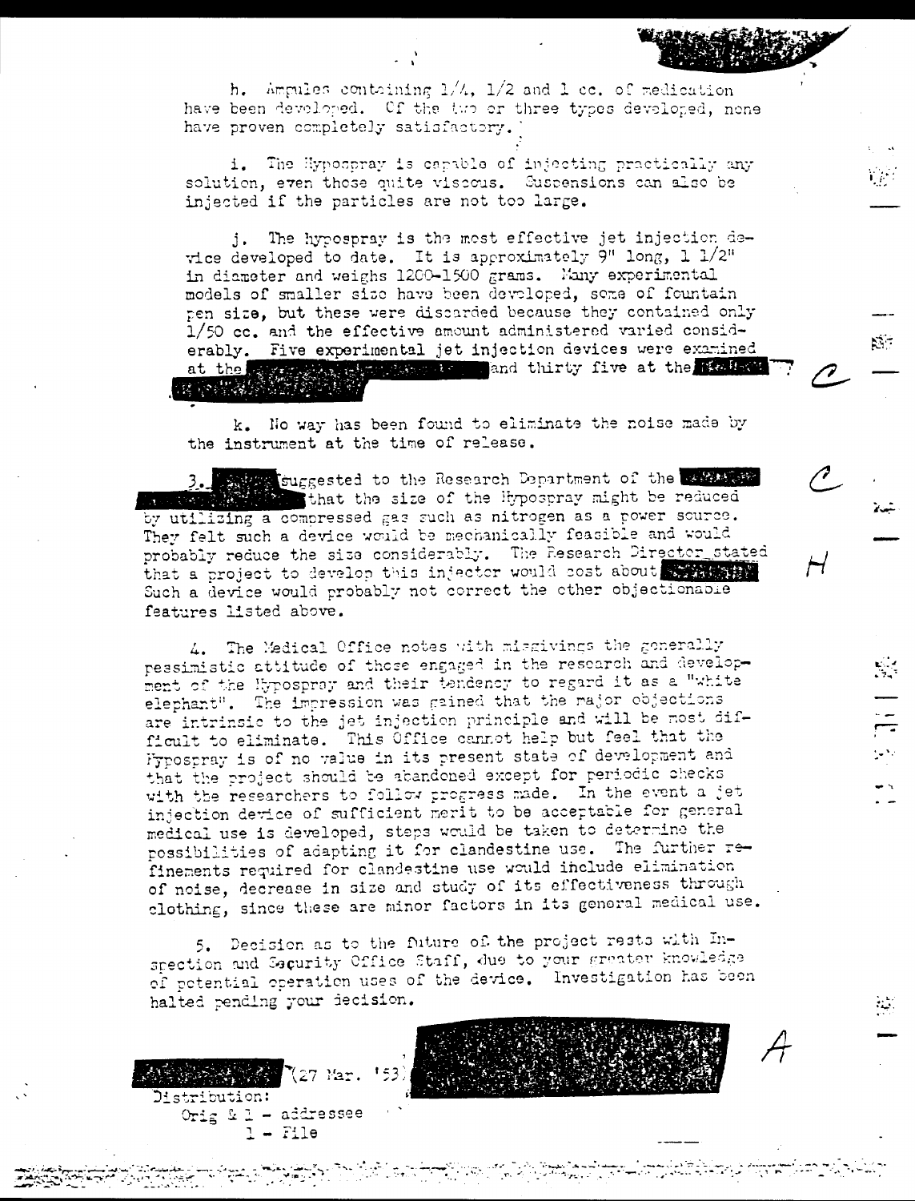h. Ampules containing 1/4, 1/2 and 1 cc. of medication have been developed. Of the two or three types developed, none have proven completely satisfactory.

i. The Hypospray is capable of injecting practically any solution, even those quite viscous. Suspensions can also be injected if the particles are not too large.

j. The hypospray is the most effective jet injection device developed to date. It is approximately 9" long, 1 1/2" in diameter and weighs 1200-1500 grams. Many experimental models of smaller size have been developed, some of fountain pen size, but these were discarded because they contained only 1/50 cc. and the effective amount administered varied considerably. Five experimental jet injection devices were examined at the and thirty five at the

k. No way has been found to eliminate the noise made by the instrument at the time of release.

3. suggested to the Research Department of the that the size of the Hypospray might be reduced by utilizing a compressed gas such as nitrogen as a power source. They felt such a device would be mechanically feasible and would probably reduce the size considerably. The Research Director stated that a project to develop this injector would cost about Such a device would probably not correct the other objectionable features listed above.

4. The Medical Office notes with misgivings the generally pessimistic attitude of those engaged in the research and development of the Hypospray and their tendency to regard it as a "white elephant". The impression was gained that the major objections are intrinsic to the jet injection principle and will be most difficult to eliminate. This Office cannot help but feel that the Hypospray is of no value in its present state of development and that the project should be abandoned except for periodic checks with the researchers to follow progress made. In the event a jet injection device of sufficient merit to be acceptable for general medical use is developed, steps would be taken to determine the possibilities of adapting it for clandestine use. The further refinements required for clandestine use would include elimination of noise, decrease in size and study of its effectiveness through clothing, since these are minor factors in its general medical use.

5. Decision as to the future of the project rests with Inspection and Security Office Staff, due to your greater knowledge of potential operation uses of the device. Investigation has been halted pending your decision.

(27 Mar. '53)

Distribution:
Orig & 1 - addressee
1 - File